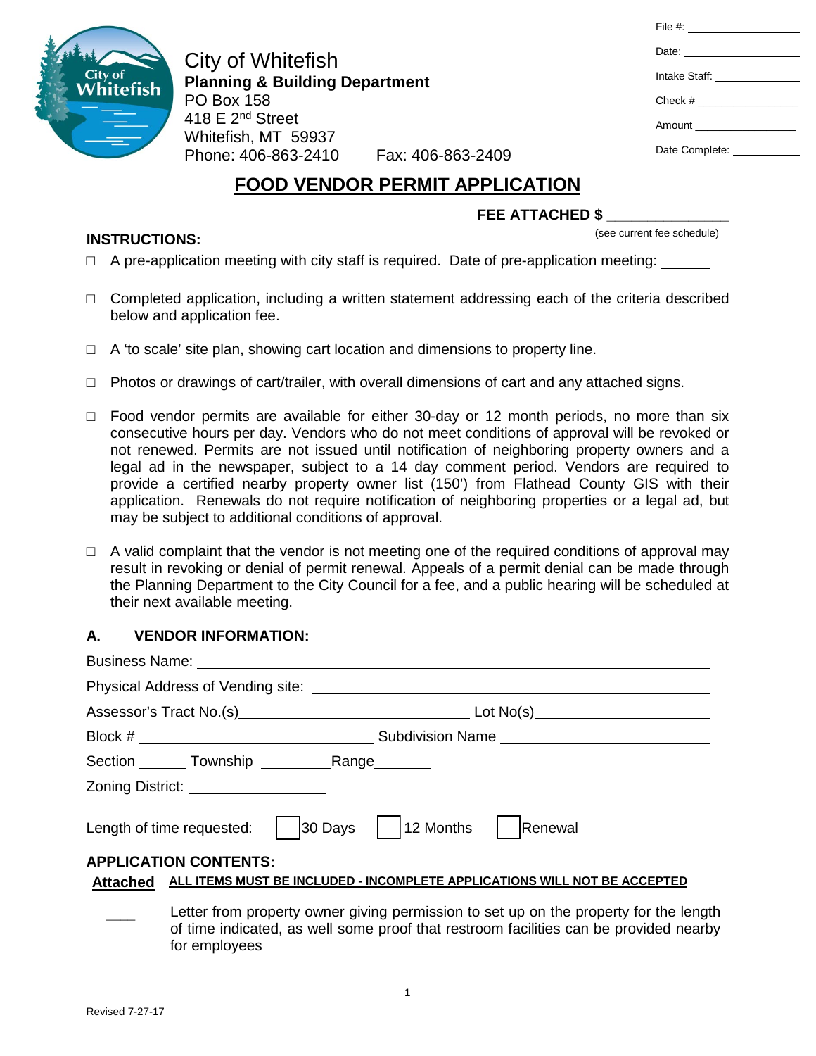City of Whitefish
**Planning & Building Department**
PO Box 158
418 E 2nd Street
Whitefish, MT 59937
Phone: 406-863-2410  Fax: 406-863-2409

File #: ___________
Date: ___________
Intake Staff: ___________
Check # ___________
Amount ___________
Date Complete: ___________

# FOOD VENDOR PERMIT APPLICATION

**FEE ATTACHED $ ______________**
(see current fee schedule)

**INSTRUCTIONS:**

- ☐ A pre-application meeting with city staff is required. Date of pre-application meeting: ______
- ☐ Completed application, including a written statement addressing each of the criteria described below and application fee.
- ☐ A 'to scale' site plan, showing cart location and dimensions to property line.
- ☐ Photos or drawings of cart/trailer, with overall dimensions of cart and any attached signs.
- ☐ Food vendor permits are available for either 30-day or 12 month periods, no more than six consecutive hours per day. Vendors who do not meet conditions of approval will be revoked or not renewed. Permits are not issued until notification of neighboring property owners and a legal ad in the newspaper, subject to a 14 day comment period. Vendors are required to provide a certified nearby property owner list (150') from Flathead County GIS with their application. Renewals do not require notification of neighboring properties or a legal ad, but may be subject to additional conditions of approval.
- ☐ A valid complaint that the vendor is not meeting one of the required conditions of approval may result in revoking or denial of permit renewal. Appeals of a permit denial can be made through the Planning Department to the City Council for a fee, and a public hearing will be scheduled at their next available meeting.

## A. VENDOR INFORMATION:

Business Name: ____________________________________________

Physical Address of Vending site: ____________________________________________

Assessor's Tract No.(s) ______________________ Lot No(s) ______________________

Block # ______________________ Subdivision Name ______________________

Section ______ Township ________ Range ______

Zoning District: ______________

Length of time requested: ☐ 30 Days ☐ 12 Months ☐ Renewal

**APPLICATION CONTENTS:**

**Attached** **ALL ITEMS MUST BE INCLUDED - INCOMPLETE APPLICATIONS WILL NOT BE ACCEPTED**

____ Letter from property owner giving permission to set up on the property for the length of time indicated, as well some proof that restroom facilities can be provided nearby for employees

Revised 7-27-17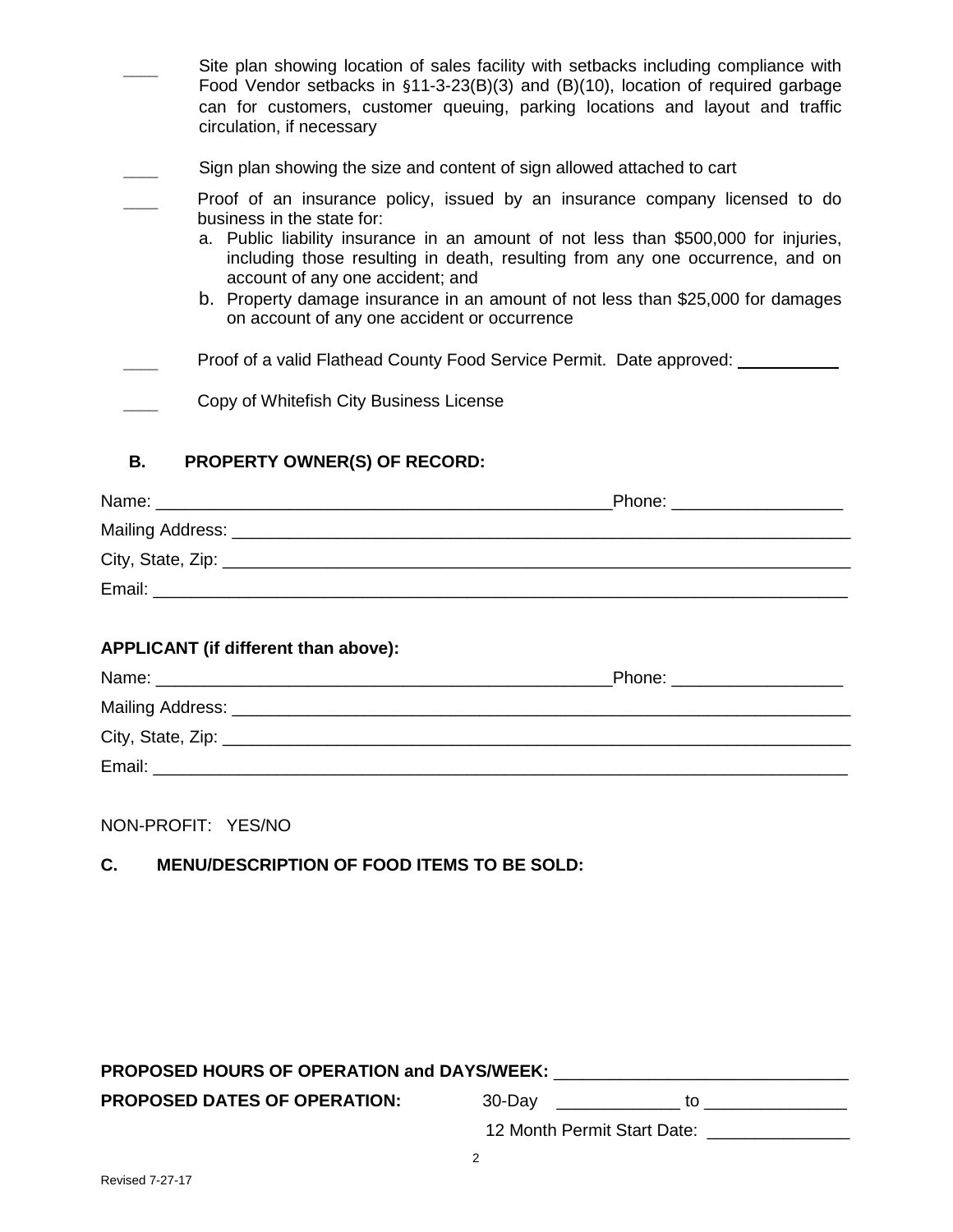\_\_\_\_ Site plan showing location of sales facility with setbacks including compliance with Food Vendor setbacks in §11-3-23(B)(3) and (B)(10), location of required garbage can for customers, customer queuing, parking locations and layout and traffic circulation, if necessary

\_\_\_\_ Sign plan showing the size and content of sign allowed attached to cart

\_\_\_\_ Proof of an insurance policy, issued by an insurance company licensed to do business in the state for:

a. Public liability insurance in an amount of not less than $500,000 for injuries, including those resulting in death, resulting from any one occurrence, and on account of any one accident; and
b. Property damage insurance in an amount of not less than $25,000 for damages on account of any one accident or occurrence

\_\_\_\_ Proof of a valid Flathead County Food Service Permit. Date approved: \_\_\_\_\_\_\_\_\_\_\_

\_\_\_\_ Copy of Whitefish City Business License

**B. PROPERTY OWNER(S) OF RECORD:**

Name: \_\_\_\_\_\_\_\_\_\_\_\_\_\_\_\_\_\_\_\_\_\_\_\_\_\_\_\_\_\_\_\_\_\_\_\_\_\_\_\_\_\_\_\_\_\_\_\_Phone: \_\_\_\_\_\_\_\_\_\_\_\_\_\_\_\_\_\_

Mailing Address: \_\_\_\_\_\_\_\_\_\_\_\_\_\_\_\_\_\_\_\_\_\_\_\_\_\_\_\_\_\_\_\_\_\_\_\_\_\_\_\_\_\_\_\_\_\_\_\_\_\_\_\_\_\_\_\_\_\_\_\_\_\_\_\_\_\_\_

City, State, Zip: \_\_\_\_\_\_\_\_\_\_\_\_\_\_\_\_\_\_\_\_\_\_\_\_\_\_\_\_\_\_\_\_\_\_\_\_\_\_\_\_\_\_\_\_\_\_\_\_\_\_\_\_\_\_\_\_\_\_\_\_\_\_\_\_\_\_\_

Email: \_\_\_\_\_\_\_\_\_\_\_\_\_\_\_\_\_\_\_\_\_\_\_\_\_\_\_\_\_\_\_\_\_\_\_\_\_\_\_\_\_\_\_\_\_\_\_\_\_\_\_\_\_\_\_\_\_\_\_\_\_\_\_\_\_\_\_\_\_\_\_\_\_

**APPLICANT (if different than above):**

Name: \_\_\_\_\_\_\_\_\_\_\_\_\_\_\_\_\_\_\_\_\_\_\_\_\_\_\_\_\_\_\_\_\_\_\_\_\_\_\_\_\_\_\_\_\_\_\_\_Phone: \_\_\_\_\_\_\_\_\_\_\_\_\_\_\_\_\_\_

Mailing Address: \_\_\_\_\_\_\_\_\_\_\_\_\_\_\_\_\_\_\_\_\_\_\_\_\_\_\_\_\_\_\_\_\_\_\_\_\_\_\_\_\_\_\_\_\_\_\_\_\_\_\_\_\_\_\_\_\_\_\_\_\_\_\_\_\_\_\_

City, State, Zip: \_\_\_\_\_\_\_\_\_\_\_\_\_\_\_\_\_\_\_\_\_\_\_\_\_\_\_\_\_\_\_\_\_\_\_\_\_\_\_\_\_\_\_\_\_\_\_\_\_\_\_\_\_\_\_\_\_\_\_\_\_\_\_\_\_\_\_

Email: \_\_\_\_\_\_\_\_\_\_\_\_\_\_\_\_\_\_\_\_\_\_\_\_\_\_\_\_\_\_\_\_\_\_\_\_\_\_\_\_\_\_\_\_\_\_\_\_\_\_\_\_\_\_\_\_\_\_\_\_\_\_\_\_\_\_\_\_\_\_\_\_\_

NON-PROFIT: YES/NO

**C. MENU/DESCRIPTION OF FOOD ITEMS TO BE SOLD:**

**PROPOSED HOURS OF OPERATION and DAYS/WEEK:** \_\_\_\_\_\_\_\_\_\_\_\_\_\_\_\_\_\_\_\_\_\_\_\_\_\_\_\_\_\_

**PROPOSED DATES OF OPERATION:** 30-Day \_\_\_\_\_\_\_\_\_\_\_\_\_ to \_\_\_\_\_\_\_\_\_\_\_\_\_\_\_

12 Month Permit Start Date: \_\_\_\_\_\_\_\_\_\_\_\_\_\_\_

Revised 7-27-17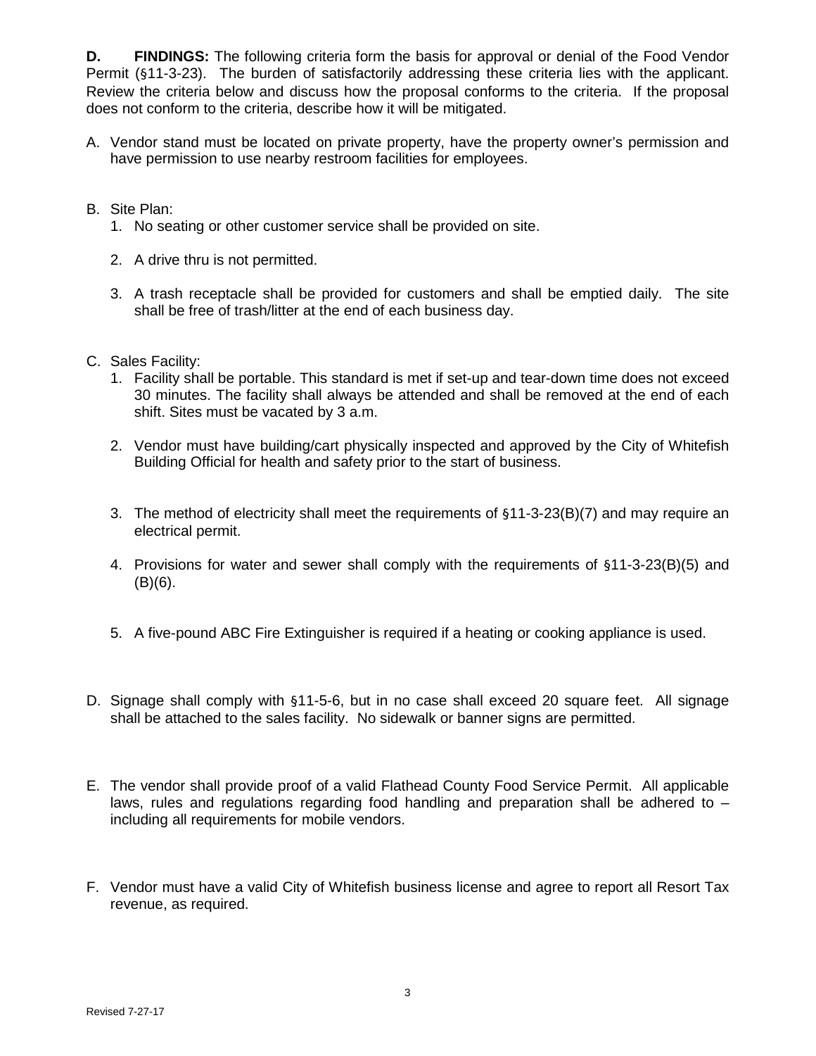**D. FINDINGS:** The following criteria form the basis for approval or denial of the Food Vendor Permit (§11-3-23). The burden of satisfactorily addressing these criteria lies with the applicant. Review the criteria below and discuss how the proposal conforms to the criteria. If the proposal does not conform to the criteria, describe how it will be mitigated.

A. Vendor stand must be located on private property, have the property owner's permission and have permission to use nearby restroom facilities for employees.

B. Site Plan:
   1. No seating or other customer service shall be provided on site.
   2. A drive thru is not permitted.
   3. A trash receptacle shall be provided for customers and shall be emptied daily. The site shall be free of trash/litter at the end of each business day.

C. Sales Facility:
   1. Facility shall be portable. This standard is met if set-up and tear-down time does not exceed 30 minutes. The facility shall always be attended and shall be removed at the end of each shift. Sites must be vacated by 3 a.m.
   2. Vendor must have building/cart physically inspected and approved by the City of Whitefish Building Official for health and safety prior to the start of business.
   3. The method of electricity shall meet the requirements of §11-3-23(B)(7) and may require an electrical permit.
   4. Provisions for water and sewer shall comply with the requirements of §11-3-23(B)(5) and (B)(6).
   5. A five-pound ABC Fire Extinguisher is required if a heating or cooking appliance is used.

D. Signage shall comply with §11-5-6, but in no case shall exceed 20 square feet. All signage shall be attached to the sales facility. No sidewalk or banner signs are permitted.

E. The vendor shall provide proof of a valid Flathead County Food Service Permit. All applicable laws, rules and regulations regarding food handling and preparation shall be adhered to – including all requirements for mobile vendors.

F. Vendor must have a valid City of Whitefish business license and agree to report all Resort Tax revenue, as required.

Revised 7-27-17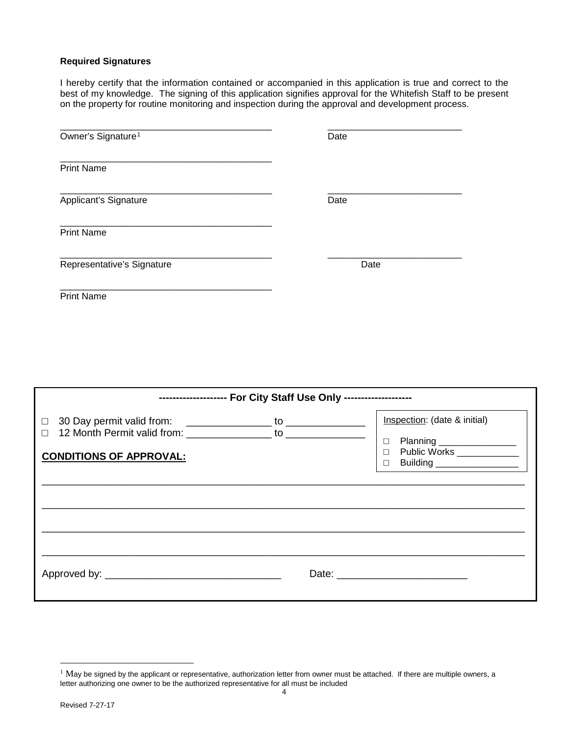**Required Signatures**

I hereby certify that the information contained or accompanied in this application is true and correct to the best of my knowledge. The signing of this application signifies approval for the Whitefish Staff to be present on the property for routine monitoring and inspection during the approval and development process.

| | |
|---|---|
| ________________________________________ | _________________________ |
| Owner's Signature[1] | Date |
| ________________________________________ | |
| Print Name | |
| ________________________________________ | _________________________ |
| Applicant's Signature | Date |
| ________________________________________ | |
| Print Name | |
| ________________________________________ | _________________________ |
| Representative's Signature | Date |
| ________________________________________ | |
| Print Name | |

**-------------------- For City Staff Use Only --------------------**

□ 30 Day permit valid from: _______________ to ______________
□ 12 Month Permit valid from: _______________ to ______________

Inspection: (date & initial)

□ Planning _______________
□ Public Works ____________
□ Building ________________

**CONDITIONS OF APPROVAL:**

______________________________________________________________________________

______________________________________________________________________________

______________________________________________________________________________

______________________________________________________________________________

Approved by: _______________________________ Date: _______________________

[1] May be signed by the applicant or representative, authorization letter from owner must be attached. If there are multiple owners, a letter authorizing one owner to be the authorized representative for all must be included

Revised 7-27-17